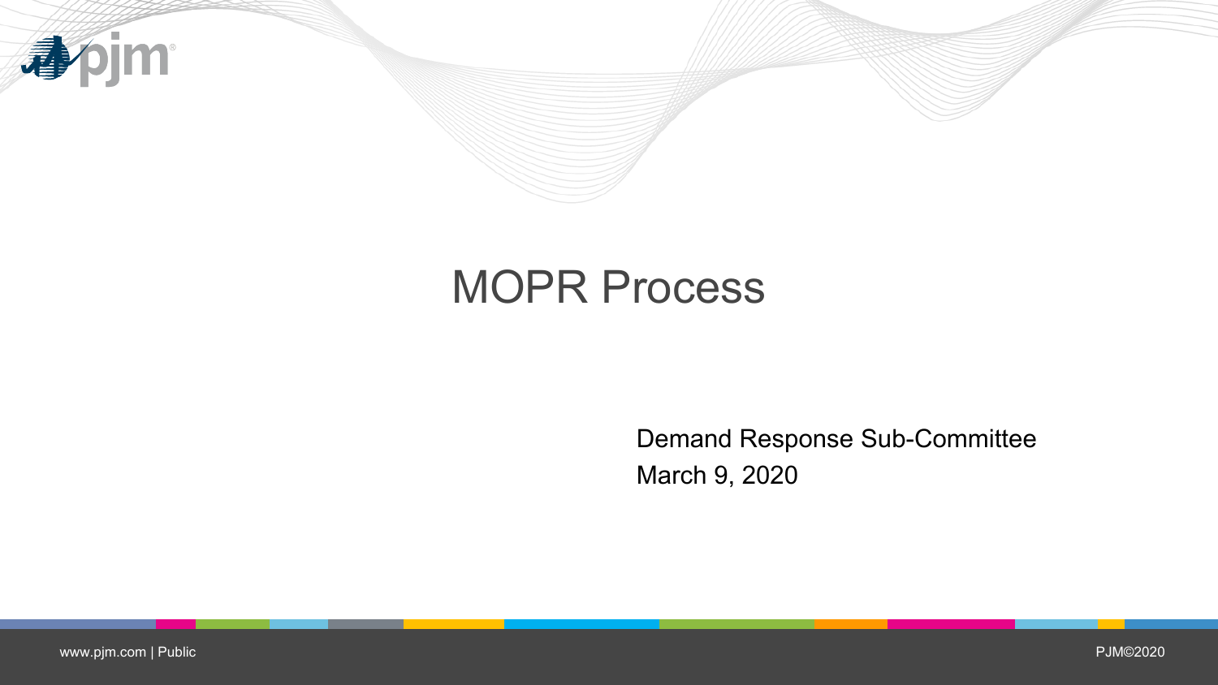# MOPR Process

Demand Response Sub-Committee

March 9, 2020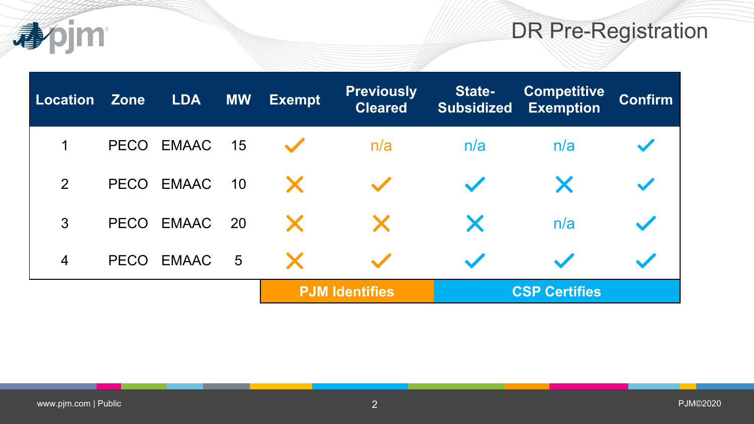# DR Pre-Registration

| Location | Zone | LDA | MW | Exempt | Previously Cleared | State-Subsidized | Competitive Exemption | Confirm |
|---|---|---|---|---|---|---|---|---|
| 1 | PECO | EMAAC | 15 | ✓ | n/a | n/a | n/a | ✓ |
| 2 | PECO | EMAAC | 10 | ✗ | ✓ | ✓ | ✗ | ✓ |
| 3 | PECO | EMAAC | 20 | ✗ | ✗ | ✗ | n/a | ✓ |
| 4 | PECO | EMAAC | 5 | ✗ | ✓ | ✓ | ✓ | ✓ |
| | | | | **PJM Identifies** | | **CSP Certifies** | | |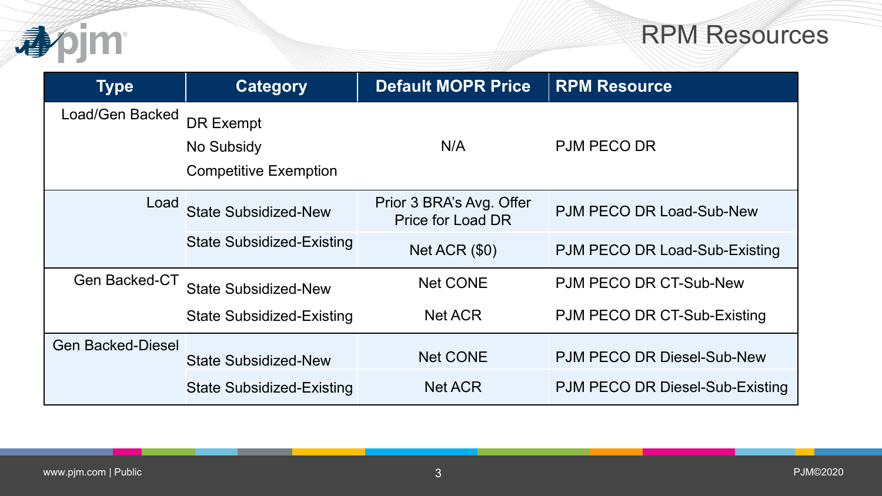# RPM Resources

| Type | Category | Default MOPR Price | RPM Resource |
| --- | --- | --- | --- |
| Load/Gen Backed | DR Exempt<br>No Subsidy<br>Competitive Exemption | N/A | PJM PECO DR |
| Load | State Subsidized-New | Prior 3 BRA's Avg. Offer Price for Load DR | PJM PECO DR Load-Sub-New |
| | State Subsidized-Existing | Net ACR ($0) | PJM PECO DR Load-Sub-Existing |
| Gen Backed-CT | State Subsidized-New | Net CONE | PJM PECO DR CT-Sub-New |
| | State Subsidized-Existing | Net ACR | PJM PECO DR CT-Sub-Existing |
| Gen Backed-Diesel | State Subsidized-New | Net CONE | PJM PECO DR Diesel-Sub-New |
| | State Subsidized-Existing | Net ACR | PJM PECO DR Diesel-Sub-Existing |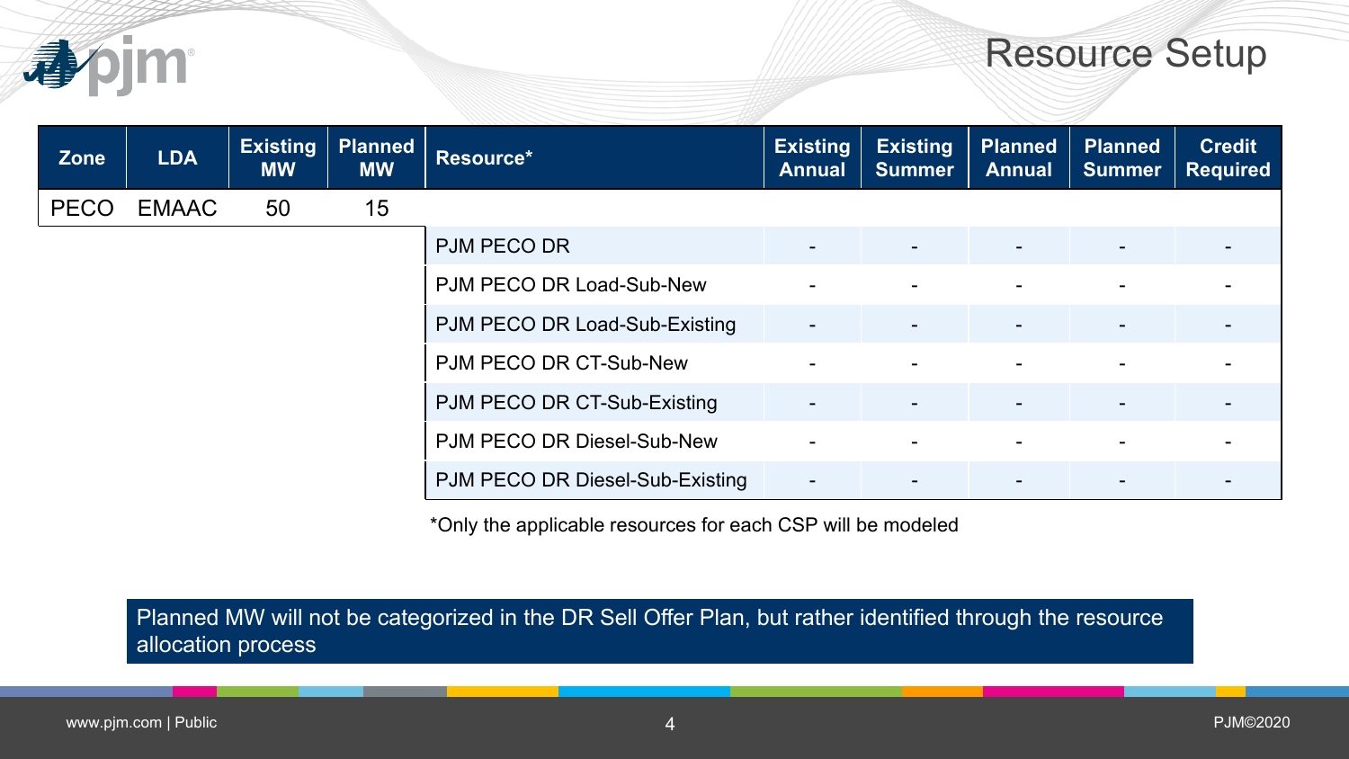# Resource Setup

| Zone | LDA | Existing MW | Planned MW | Resource* | Existing Annual | Existing Summer | Planned Annual | Planned Summer | Credit Required |
|---|---|---|---|---|---|---|---|---|---|
| PECO | EMAAC | 50 | 15 | | | | | | |
| | | | | PJM PECO DR | - | - | - | - | - |
| | | | | PJM PECO DR Load-Sub-New | - | - | - | - | - |
| | | | | PJM PECO DR Load-Sub-Existing | - | - | - | - | - |
| | | | | PJM PECO DR CT-Sub-New | - | - | - | - | - |
| | | | | PJM PECO DR CT-Sub-Existing | - | - | - | - | - |
| | | | | PJM PECO DR Diesel-Sub-New | - | - | - | - | - |
| | | | | PJM PECO DR Diesel-Sub-Existing | - | - | - | - | - |

*Only the applicable resources for each CSP will be modeled

Planned MW will not be categorized in the DR Sell Offer Plan, but rather identified through the resource allocation process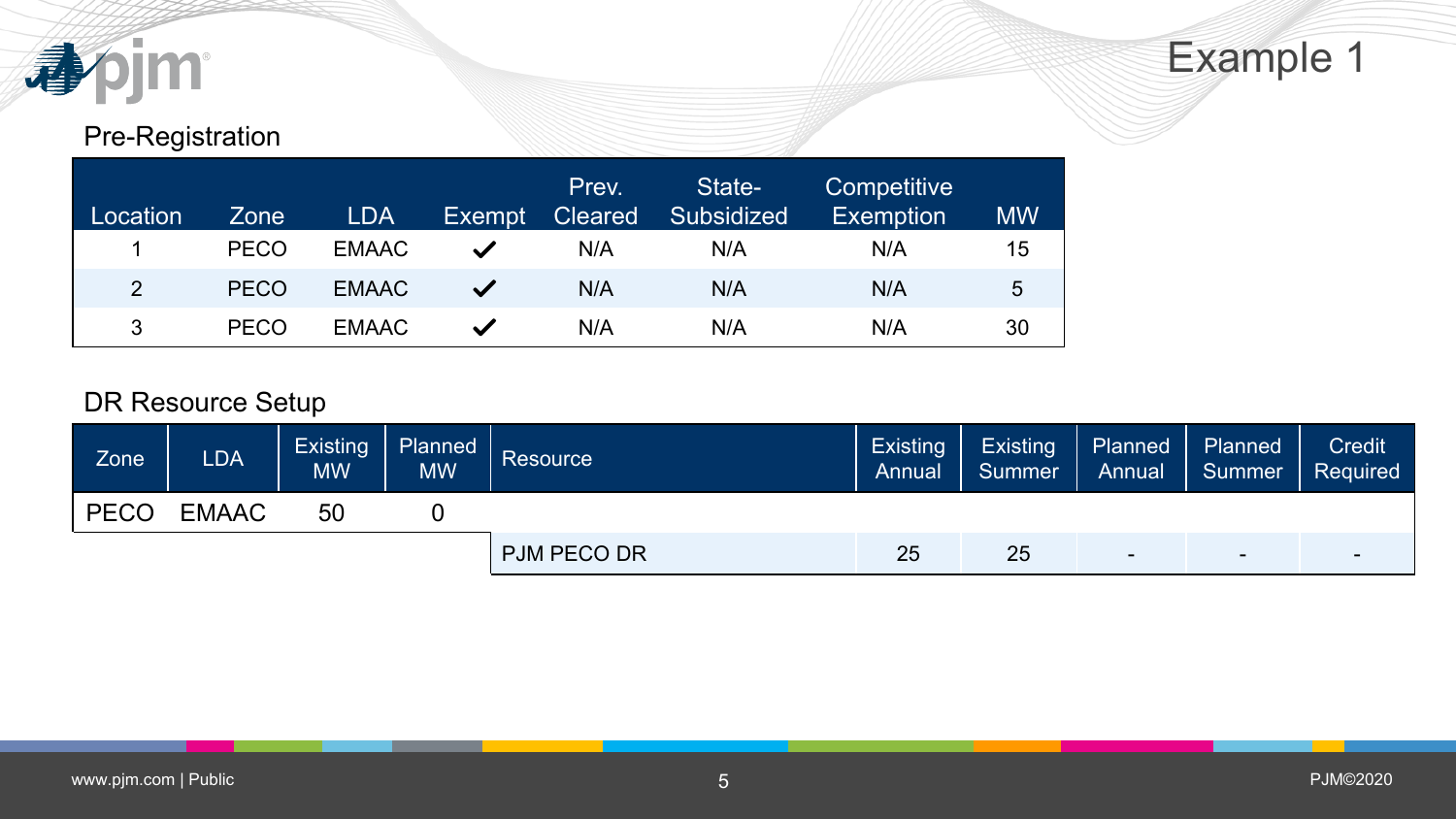# Example 1

## Pre-Registration

| Location | Zone | LDA | Exempt | Prev. Cleared | State-Subsidized | Competitive Exemption | MW |
|---|---|---|---|---|---|---|---|
| 1 | PECO | EMAAC | ✓ | N/A | N/A | N/A | 15 |
| 2 | PECO | EMAAC | ✓ | N/A | N/A | N/A | 5 |
| 3 | PECO | EMAAC | ✓ | N/A | N/A | N/A | 30 |

## DR Resource Setup

| Zone | LDA | Existing MW | Planned MW | Resource | Existing Annual | Existing Summer | Planned Annual | Planned Summer | Credit Required |
|---|---|---|---|---|---|---|---|---|---|
| PECO | EMAAC | 50 | 0 | | | | | | |
| | | | | PJM PECO DR | 25 | 25 | - | - | - |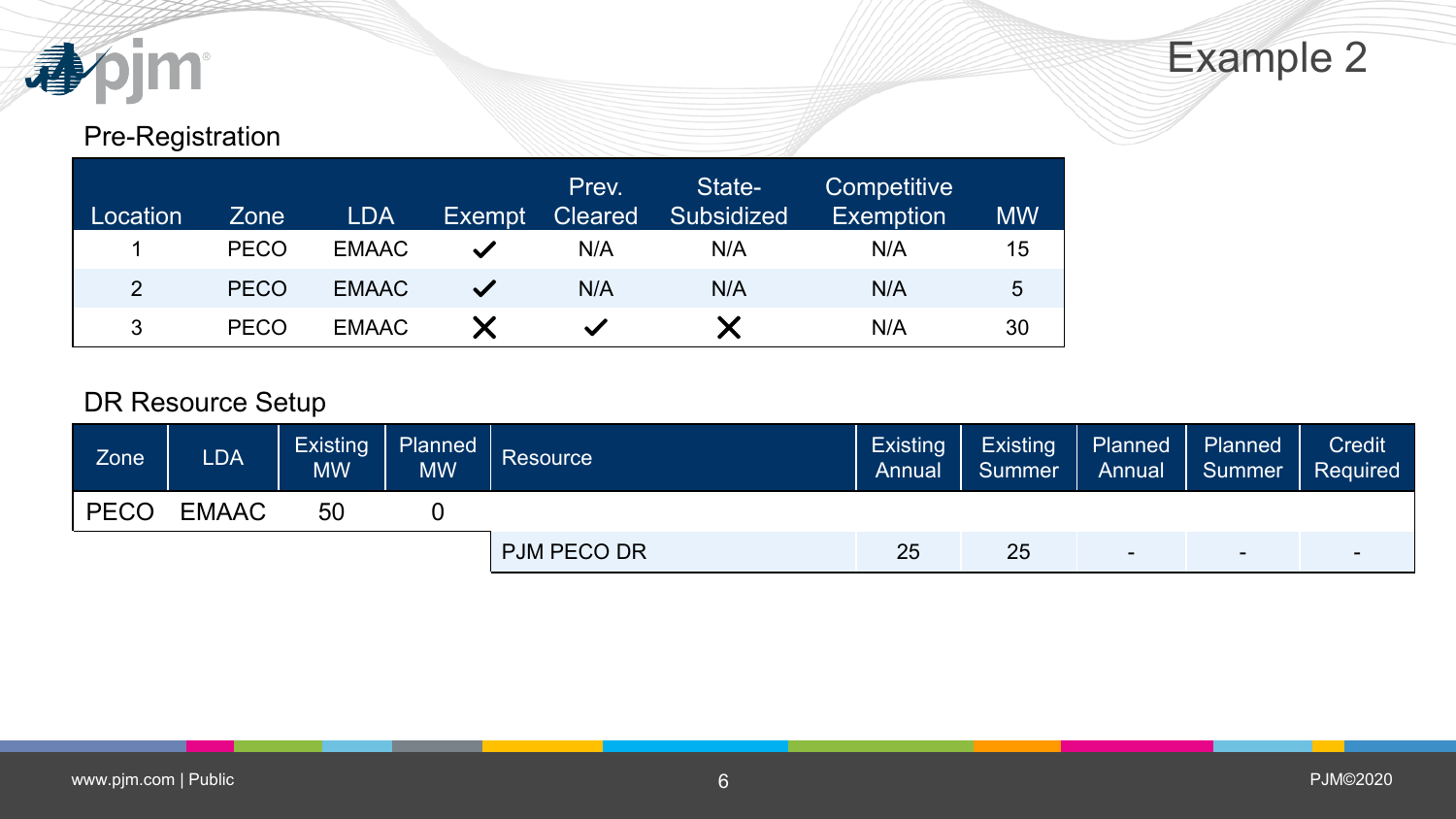# Example 2

## Pre-Registration

| Location | Zone | LDA | Exempt | Prev. Cleared | State-Subsidized | Competitive Exemption | MW |
|---|---|---|---|---|---|---|---|
| 1 | PECO | EMAAC | ✓ | N/A | N/A | N/A | 15 |
| 2 | PECO | EMAAC | ✓ | N/A | N/A | N/A | 5 |
| 3 | PECO | EMAAC | ✗ | ✓ | ✗ | N/A | 30 |

## DR Resource Setup

| Zone | LDA | Existing MW | Planned MW | Resource | Existing Annual | Existing Summer | Planned Annual | Planned Summer | Credit Required |
|---|---|---|---|---|---|---|---|---|---|
| PECO | EMAAC | 50 | 0 | | | | | | |
| | | | | PJM PECO DR | 25 | 25 | - | - | - |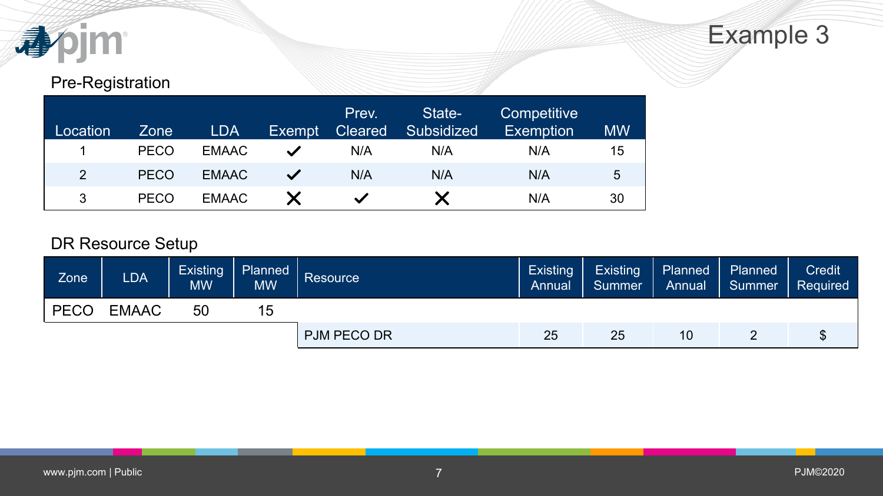# Example 3

## Pre-Registration

| Location | Zone | LDA | Exempt | Prev. Cleared | State-Subsidized | Competitive Exemption | MW |
|---|---|---|---|---|---|---|---|
| 1 | PECO | EMAAC | ✓ | N/A | N/A | N/A | 15 |
| 2 | PECO | EMAAC | ✓ | N/A | N/A | N/A | 5 |
| 3 | PECO | EMAAC | ✗ | ✓ | ✗ | N/A | 30 |

## DR Resource Setup

| Zone | LDA | Existing MW | Planned MW | Resource | Existing Annual | Existing Summer | Planned Annual | Planned Summer | Credit Required |
|---|---|---|---|---|---|---|---|---|---|
| PECO | EMAAC | 50 | 15 | | | | | | |
| | | | | PJM PECO DR | 25 | 25 | 10 | 2 | $ |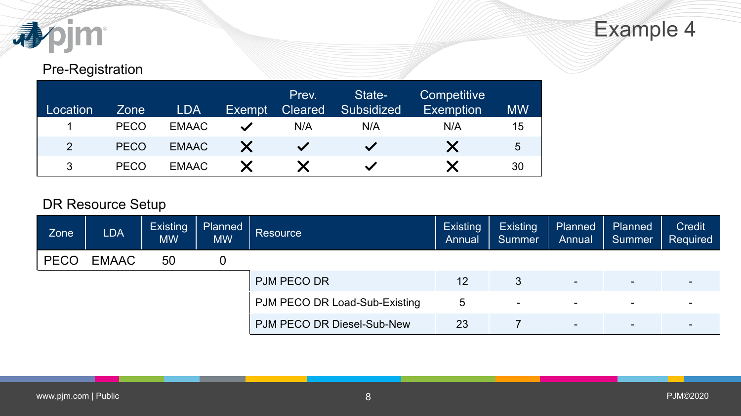# Example 4

## Pre-Registration

| Location | Zone | LDA | Exempt | Prev. Cleared | State-Subsidized | Competitive Exemption | MW |
|---|---|---|---|---|---|---|---|
| 1 | PECO | EMAAC | ✓ | N/A | N/A | N/A | 15 |
| 2 | PECO | EMAAC | ✗ | ✓ | ✓ | ✗ | 5 |
| 3 | PECO | EMAAC | ✗ | ✗ | ✓ | ✗ | 30 |

## DR Resource Setup

| Zone | LDA | Existing MW | Planned MW | Resource | Existing Annual | Existing Summer | Planned Annual | Planned Summer | Credit Required |
|---|---|---|---|---|---|---|---|---|---|
| PECO | EMAAC | 50 | 0 | | | | | | |
| | | | | PJM PECO DR | 12 | 3 | - | - | - |
| | | | | PJM PECO DR Load-Sub-Existing | 5 | - | - | - | - |
| | | | | PJM PECO DR Diesel-Sub-New | 23 | 7 | - | - | - |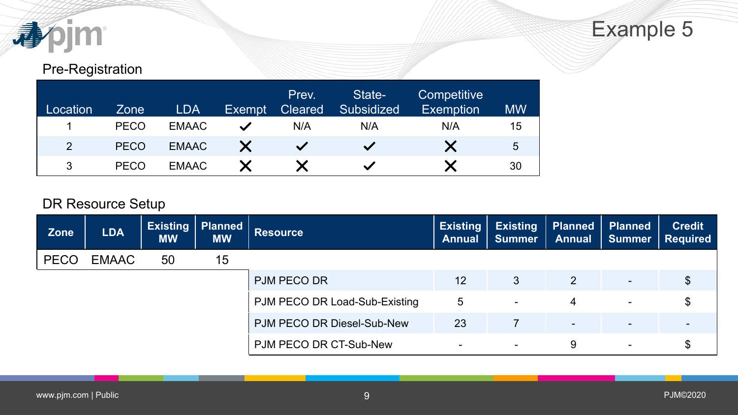# Example 5

## Pre-Registration

| Location | Zone | LDA | Exempt | Prev. Cleared | State-Subsidized | Competitive Exemption | MW |
|---|---|---|---|---|---|---|---|
| 1 | PECO | EMAAC | ✓ | N/A | N/A | N/A | 15 |
| 2 | PECO | EMAAC | ✗ | ✓ | ✓ | ✗ | 5 |
| 3 | PECO | EMAAC | ✗ | ✗ | ✓ | ✗ | 30 |

## DR Resource Setup

| Zone | LDA | Existing MW | Planned MW | Resource | Existing Annual | Existing Summer | Planned Annual | Planned Summer | Credit Required |
|---|---|---|---|---|---|---|---|---|---|
| PECO | EMAAC | 50 | 15 | | | | | | |
| | | | | PJM PECO DR | 12 | 3 | 2 | - | $ |
| | | | | PJM PECO DR Load-Sub-Existing | 5 | - | 4 | - | $ |
| | | | | PJM PECO DR Diesel-Sub-New | 23 | 7 | - | - | - |
| | | | | PJM PECO DR CT-Sub-New | - | - | 9 | - | $ |